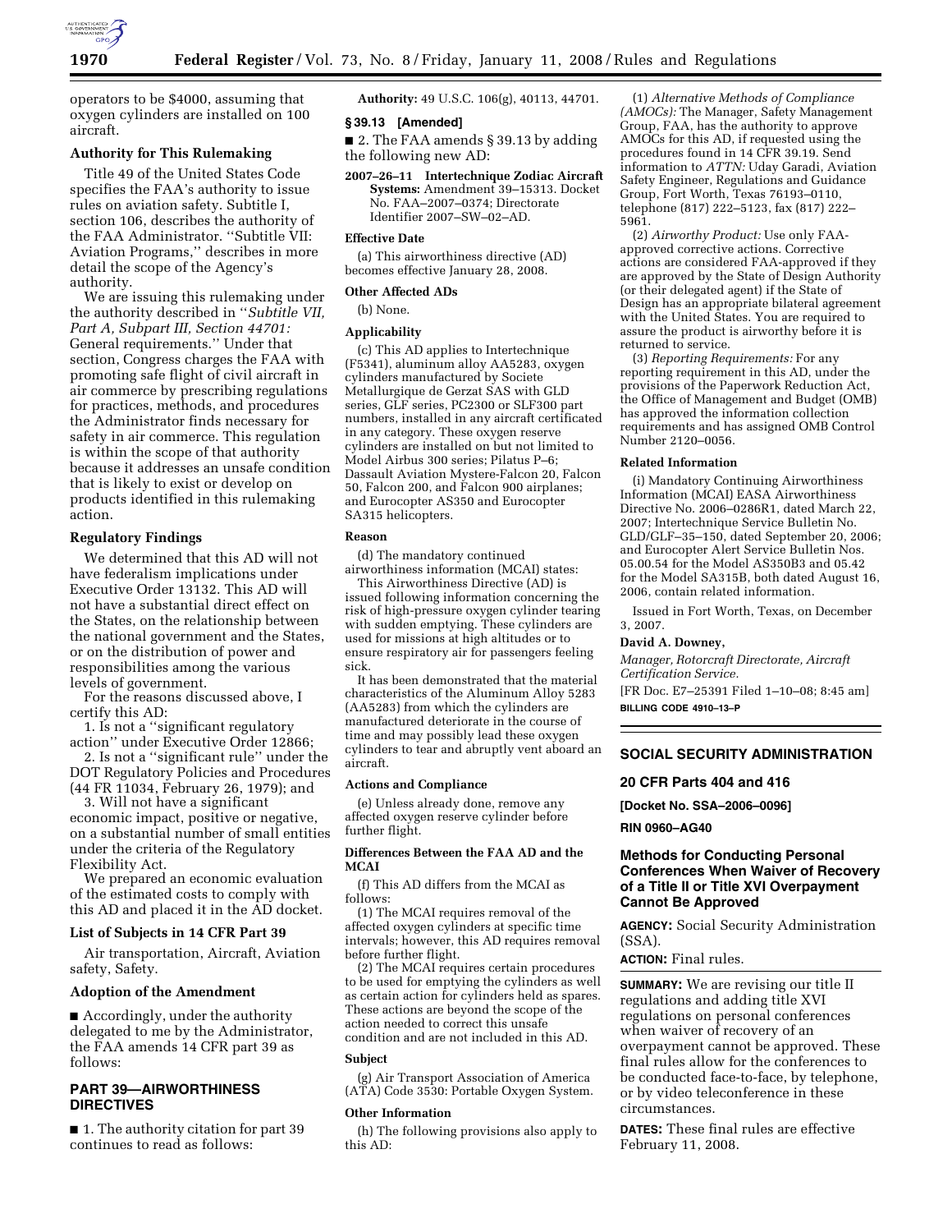operators to be $4000, assuming that oxygen cylinders are installed on 100 aircraft.

### Authority for This Rulemaking

Title 49 of the United States Code specifies the FAA's authority to issue rules on aviation safety. Subtitle I, section 106, describes the authority of the FAA Administrator. "Subtitle VII: Aviation Programs," describes in more detail the scope of the Agency's authority.

We are issuing this rulemaking under the authority described in "*Subtitle VII, Part A, Subpart III, Section 44701:* General requirements." Under that section, Congress charges the FAA with promoting safe flight of civil aircraft in air commerce by prescribing regulations for practices, methods, and procedures the Administrator finds necessary for safety in air commerce. This regulation is within the scope of that authority because it addresses an unsafe condition that is likely to exist or develop on products identified in this rulemaking action.

### Regulatory Findings

We determined that this AD will not have federalism implications under Executive Order 13132. This AD will not have a substantial direct effect on the States, on the relationship between the national government and the States, or on the distribution of power and responsibilities among the various levels of government.

For the reasons discussed above, I certify this AD:

1. Is not a "significant regulatory action" under Executive Order 12866;
2. Is not a "significant rule" under the DOT Regulatory Policies and Procedures (44 FR 11034, February 26, 1979); and
3. Will not have a significant economic impact, positive or negative, on a substantial number of small entities under the criteria of the Regulatory Flexibility Act.

We prepared an economic evaluation of the estimated costs to comply with this AD and placed it in the AD docket.

### List of Subjects in 14 CFR Part 39

Air transportation, Aircraft, Aviation safety, Safety.

### Adoption of the Amendment

■ Accordingly, under the authority delegated to me by the Administrator, the FAA amends 14 CFR part 39 as follows:

## PART 39—AIRWORTHINESS DIRECTIVES

■ 1. The authority citation for part 39 continues to read as follows:

**Authority:** 49 U.S.C. 106(g), 40113, 44701.

### § 39.13 [Amended]

■ 2. The FAA amends § 39.13 by adding the following new AD:

**2007–26–11 Intertechnique Zodiac Aircraft Systems:** Amendment 39–15313. Docket No. FAA–2007–0374; Directorate Identifier 2007–SW–02–AD.

### Effective Date

(a) This airworthiness directive (AD) becomes effective January 28, 2008.

### Other Affected ADs

(b) None.

### Applicability

(c) This AD applies to Intertechnique (F5341), aluminum alloy AA5283, oxygen cylinders manufactured by Societe Metallurgique de Gerzat SAS with GLD series, GLF series, PC2300 or SLF300 part numbers, installed in any aircraft certificated in any category. These oxygen reserve cylinders are installed on but not limited to Model Airbus 300 series; Pilatus P–6; Dassault Aviation Mystere-Falcon 20, Falcon 50, Falcon 200, and Falcon 900 airplanes; and Eurocopter AS350 and Eurocopter SA315 helicopters.

### Reason

(d) The mandatory continued airworthiness information (MCAI) states:

This Airworthiness Directive (AD) is issued following information concerning the risk of high-pressure oxygen cylinder tearing with sudden emptying. These cylinders are used for missions at high altitudes or to ensure respiratory air for passengers feeling sick.

It has been demonstrated that the material characteristics of the Aluminum Alloy 5283 (AA5283) from which the cylinders are manufactured deteriorate in the course of time and may possibly lead these oxygen cylinders to tear and abruptly vent aboard an aircraft.

### Actions and Compliance

(e) Unless already done, remove any affected oxygen reserve cylinder before further flight.

### Differences Between the FAA AD and the MCAI

(f) This AD differs from the MCAI as follows:

(1) The MCAI requires removal of the affected oxygen cylinders at specific time intervals; however, this AD requires removal before further flight.

(2) The MCAI requires certain procedures to be used for emptying the cylinders as well as certain action for cylinders held as spares. These actions are beyond the scope of the action needed to correct this unsafe condition and are not included in this AD.

### Subject

(g) Air Transport Association of America (ATA) Code 3530: Portable Oxygen System.

### Other Information

(h) The following provisions also apply to this AD:

(1) *Alternative Methods of Compliance (AMOCs):* The Manager, Safety Management Group, FAA, has the authority to approve AMOCs for this AD, if requested using the procedures found in 14 CFR 39.19. Send information to *ATTN:* Uday Garadi, Aviation Safety Engineer, Regulations and Guidance Group, Fort Worth, Texas 76193–0110, telephone (817) 222–5123, fax (817) 222–5961.

(2) *Airworthy Product:* Use only FAA-approved corrective actions. Corrective actions are considered FAA-approved if they are approved by the State of Design Authority (or their delegated agent) if the State of Design has an appropriate bilateral agreement with the United States. You are required to assure the product is airworthy before it is returned to service.

(3) *Reporting Requirements:* For any reporting requirement in this AD, under the provisions of the Paperwork Reduction Act, the Office of Management and Budget (OMB) has approved the information collection requirements and has assigned OMB Control Number 2120–0056.

### Related Information

(i) Mandatory Continuing Airworthiness Information (MCAI) EASA Airworthiness Directive No. 2006–0286R1, dated March 22, 2007; Intertechnique Service Bulletin No. GLD/GLF–35–150, dated September 20, 2006; and Eurocopter Alert Service Bulletin Nos. 05.00.54 for the Model AS350B3 and 05.42 for the Model SA315B, both dated August 16, 2006, contain related information.

Issued in Fort Worth, Texas, on December 3, 2007.

**David A. Downey,**

*Manager, Rotorcraft Directorate, Aircraft Certification Service.*

[FR Doc. E7–25391 Filed 1–10–08; 8:45 am]

**BILLING CODE 4910–13–P**

---

## SOCIAL SECURITY ADMINISTRATION

### 20 CFR Parts 404 and 416

**[Docket No. SSA–2006–0096]**

**RIN 0960–AG40**

## Methods for Conducting Personal Conferences When Waiver of Recovery of a Title II or Title XVI Overpayment Cannot Be Approved

**AGENCY:** Social Security Administration (SSA).

**ACTION:** Final rules.

**SUMMARY:** We are revising our title II regulations and adding title XVI regulations on personal conferences when waiver of recovery of an overpayment cannot be approved. These final rules allow for the conferences to be conducted face-to-face, by telephone, or by video teleconference in these circumstances.

**DATES:** These final rules are effective February 11, 2008.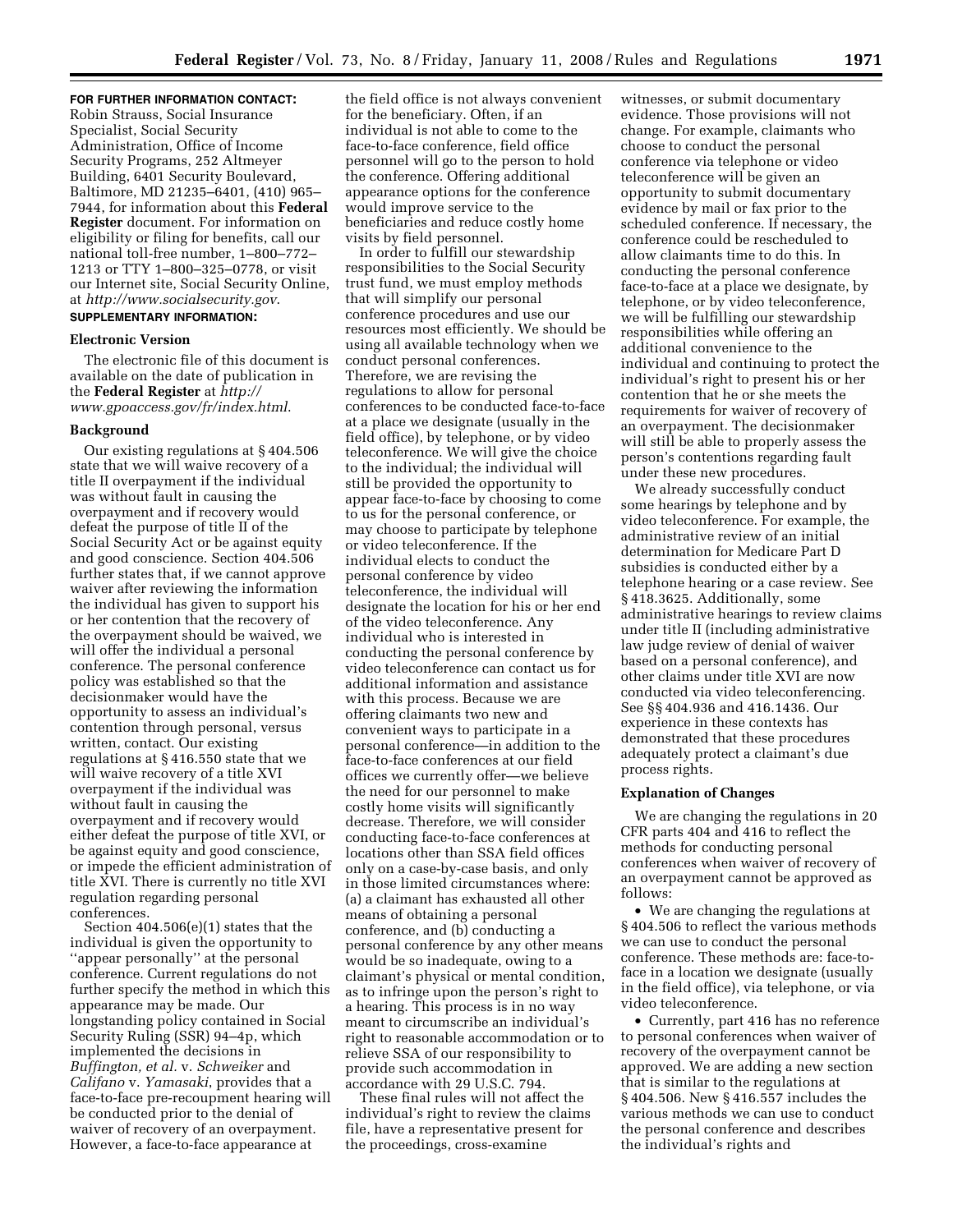**FOR FURTHER INFORMATION CONTACT:** Robin Strauss, Social Insurance Specialist, Social Security Administration, Office of Income Security Programs, 252 Altmeyer Building, 6401 Security Boulevard, Baltimore, MD 21235–6401, (410) 965–7944, for information about this **Federal Register** document. For information on eligibility or filing for benefits, call our national toll-free number, 1–800–772–1213 or TTY 1–800–325–0778, or visit our Internet site, Social Security Online, at *http://www.socialsecurity.gov*.

**SUPPLEMENTARY INFORMATION:**

### Electronic Version

The electronic file of this document is available on the date of publication in the **Federal Register** at *http://www.gpoaccess.gov/fr/index.html*.

### Background

Our existing regulations at § 404.506 state that we will waive recovery of a title II overpayment if the individual was without fault in causing the overpayment and if recovery would defeat the purpose of title II of the Social Security Act or be against equity and good conscience. Section 404.506 further states that, if we cannot approve waiver after reviewing the information the individual has given to support his or her contention that the recovery of the overpayment should be waived, we will offer the individual a personal conference. The personal conference policy was established so that the decisionmaker would have the opportunity to assess an individual's contention through personal, versus written, contact. Our existing regulations at § 416.550 state that we will waive recovery of a title XVI overpayment if the individual was without fault in causing the overpayment and if recovery would either defeat the purpose of title XVI, or be against equity and good conscience, or impede the efficient administration of title XVI. There is currently no title XVI regulation regarding personal conferences.

Section 404.506(e)(1) states that the individual is given the opportunity to ''appear personally'' at the personal conference. Current regulations do not further specify the method in which this appearance may be made. Our longstanding policy contained in Social Security Ruling (SSR) 94–4p, which implemented the decisions in *Buffington, et al.* v. *Schweiker* and *Califano* v. *Yamasaki*, provides that a face-to-face pre-recoupment hearing will be conducted prior to the denial of waiver of recovery of an overpayment. However, a face-to-face appearance at the field office is not always convenient for the beneficiary. Often, if an individual is not able to come to the face-to-face conference, field office personnel will go to the person to hold the conference. Offering additional appearance options for the conference would improve service to the beneficiaries and reduce costly home visits by field personnel.

In order to fulfill our stewardship responsibilities to the Social Security trust fund, we must employ methods that will simplify our personal conference procedures and use our resources most efficiently. We should be using all available technology when we conduct personal conferences. Therefore, we are revising the regulations to allow for personal conferences to be conducted face-to-face at a place we designate (usually in the field office), by telephone, or by video teleconference. We will give the choice to the individual; the individual will still be provided the opportunity to appear face-to-face by choosing to come to us for the personal conference, or may choose to participate by telephone or video teleconference. If the individual elects to conduct the personal conference by video teleconference, the individual will designate the location for his or her end of the video teleconference. Any individual who is interested in conducting the personal conference by video teleconference can contact us for additional information and assistance with this process. Because we are offering claimants two new and convenient ways to participate in a personal conference—in addition to the face-to-face conferences at our field offices we currently offer—we believe the need for our personnel to make costly home visits will significantly decrease. Therefore, we will consider conducting face-to-face conferences at locations other than SSA field offices only on a case-by-case basis, and only in those limited circumstances where: (a) a claimant has exhausted all other means of obtaining a personal conference, and (b) conducting a personal conference by any other means would be so inadequate, owing to a claimant's physical or mental condition, as to infringe upon the person's right to a hearing. This process is in no way meant to circumscribe an individual's right to reasonable accommodation or to relieve SSA of our responsibility to provide such accommodation in accordance with 29 U.S.C. 794.

These final rules will not affect the individual's right to review the claims file, have a representative present for the proceedings, cross-examine witnesses, or submit documentary evidence. Those provisions will not change. For example, claimants who choose to conduct the personal conference via telephone or video teleconference will be given an opportunity to submit documentary evidence by mail or fax prior to the scheduled conference. If necessary, the conference could be rescheduled to allow claimants time to do this. In conducting the personal conference face-to-face at a place we designate, by telephone, or by video teleconference, we will be fulfilling our stewardship responsibilities while offering an additional convenience to the individual and continuing to protect the individual's right to present his or her contention that he or she meets the requirements for waiver of recovery of an overpayment. The decisionmaker will still be able to properly assess the person's contentions regarding fault under these new procedures.

We already successfully conduct some hearings by telephone and by video teleconference. For example, the administrative review of an initial determination for Medicare Part D subsidies is conducted either by a telephone hearing or a case review. See § 418.3625. Additionally, some administrative hearings to review claims under title II (including administrative law judge review of denial of waiver based on a personal conference), and other claims under title XVI are now conducted via video teleconferencing. See §§ 404.936 and 416.1436. Our experience in these contexts has demonstrated that these procedures adequately protect a claimant's due process rights.

### Explanation of Changes

We are changing the regulations in 20 CFR parts 404 and 416 to reflect the methods for conducting personal conferences when waiver of recovery of an overpayment cannot be approved as follows:

- We are changing the regulations at § 404.506 to reflect the various methods we can use to conduct the personal conference. These methods are: face-to-face in a location we designate (usually in the field office), via telephone, or via video teleconference.
- Currently, part 416 has no reference to personal conferences when waiver of recovery of the overpayment cannot be approved. We are adding a new section that is similar to the regulations at § 404.506. New § 416.557 includes the various methods we can use to conduct the personal conference and describes the individual's rights and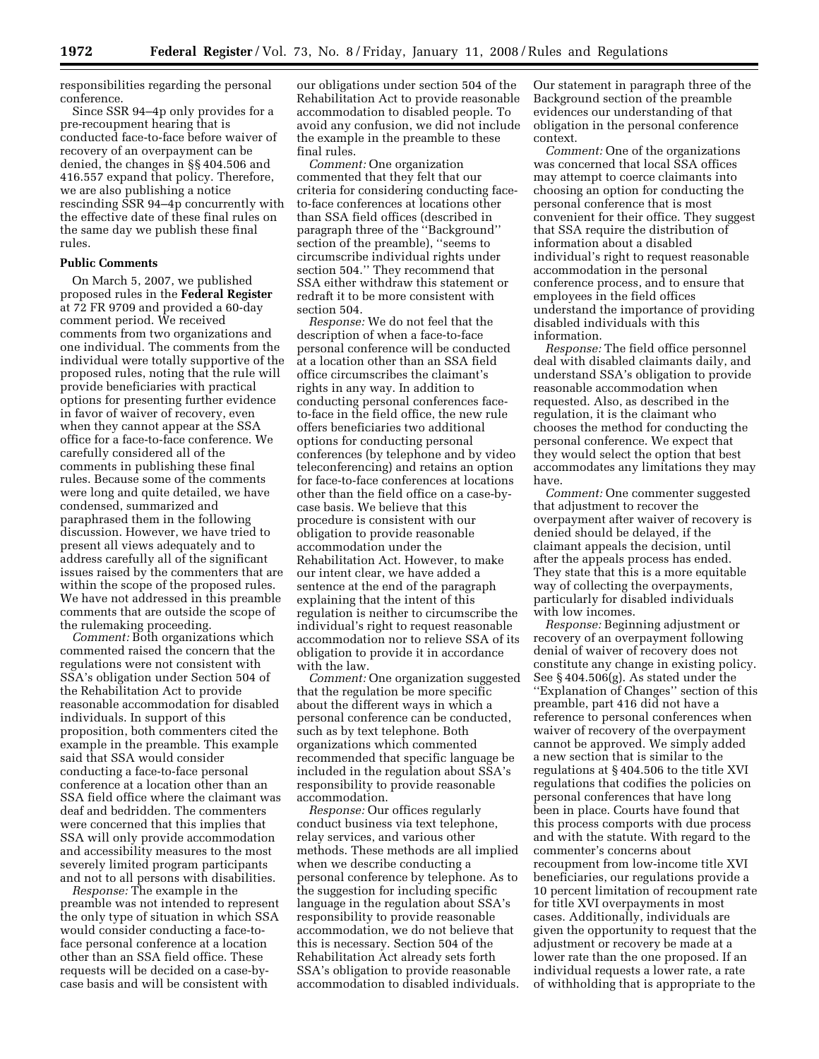responsibilities regarding the personal conference.

Since SSR 94–4p only provides for a pre-recoupment hearing that is conducted face-to-face before waiver of recovery of an overpayment can be denied, the changes in §§ 404.506 and 416.557 expand that policy. Therefore, we are also publishing a notice rescinding SSR 94–4p concurrently with the effective date of these final rules on the same day we publish these final rules.

**Public Comments**

On March 5, 2007, we published proposed rules in the **Federal Register** at 72 FR 9709 and provided a 60-day comment period. We received comments from two organizations and one individual. The comments from the individual were totally supportive of the proposed rules, noting that the rule will provide beneficiaries with practical options for presenting further evidence in favor of waiver of recovery, even when they cannot appear at the SSA office for a face-to-face conference. We carefully considered all of the comments in publishing these final rules. Because some of the comments were long and quite detailed, we have condensed, summarized and paraphrased them in the following discussion. However, we have tried to present all views adequately and to address carefully all of the significant issues raised by the commenters that are within the scope of the proposed rules. We have not addressed in this preamble comments that are outside the scope of the rulemaking proceeding.

*Comment:* Both organizations which commented raised the concern that the regulations were not consistent with SSA's obligation under Section 504 of the Rehabilitation Act to provide reasonable accommodation for disabled individuals. In support of this proposition, both commenters cited the example in the preamble. This example said that SSA would consider conducting a face-to-face personal conference at a location other than an SSA field office where the claimant was deaf and bedridden. The commenters were concerned that this implies that SSA will only provide accommodation and accessibility measures to the most severely limited program participants and not to all persons with disabilities.

*Response:* The example in the preamble was not intended to represent the only type of situation in which SSA would consider conducting a face-to-face personal conference at a location other than an SSA field office. These requests will be decided on a case-by-case basis and will be consistent with our obligations under section 504 of the Rehabilitation Act to provide reasonable accommodation to disabled people. To avoid any confusion, we did not include the example in the preamble to these final rules.

*Comment:* One organization commented that they felt that our criteria for considering conducting face-to-face conferences at locations other than SSA field offices (described in paragraph three of the ''Background'' section of the preamble), ''seems to circumscribe individual rights under section 504.'' They recommend that SSA either withdraw this statement or redraft it to be more consistent with section 504.

*Response:* We do not feel that the description of when a face-to-face personal conference will be conducted at a location other than an SSA field office circumscribes the claimant's rights in any way. In addition to conducting personal conferences face-to-face in the field office, the new rule offers beneficiaries two additional options for conducting personal conferences (by telephone and by video teleconferencing) and retains an option for face-to-face conferences at locations other than the field office on a case-by-case basis. We believe that this procedure is consistent with our obligation to provide reasonable accommodation under the Rehabilitation Act. However, to make our intent clear, we have added a sentence at the end of the paragraph explaining that the intent of this regulation is neither to circumscribe the individual's right to request reasonable accommodation nor to relieve SSA of its obligation to provide it in accordance with the law.

*Comment:* One organization suggested that the regulation be more specific about the different ways in which a personal conference can be conducted, such as by text telephone. Both organizations which commented recommended that specific language be included in the regulation about SSA's responsibility to provide reasonable accommodation.

*Response:* Our offices regularly conduct business via text telephone, relay services, and various other methods. These methods are all implied when we describe conducting a personal conference by telephone. As to the suggestion for including specific language in the regulation about SSA's responsibility to provide reasonable accommodation, we do not believe that this is necessary. Section 504 of the Rehabilitation Act already sets forth SSA's obligation to provide reasonable accommodation to disabled individuals. Our statement in paragraph three of the Background section of the preamble evidences our understanding of that obligation in the personal conference context.

*Comment:* One of the organizations was concerned that local SSA offices may attempt to coerce claimants into choosing an option for conducting the personal conference that is most convenient for their office. They suggest that SSA require the distribution of information about a disabled individual's right to request reasonable accommodation in the personal conference process, and to ensure that employees in the field offices understand the importance of providing disabled individuals with this information.

*Response:* The field office personnel deal with disabled claimants daily, and understand SSA's obligation to provide reasonable accommodation when requested. Also, as described in the regulation, it is the claimant who chooses the method for conducting the personal conference. We expect that they would select the option that best accommodates any limitations they may have.

*Comment:* One commenter suggested that adjustment to recover the overpayment after waiver of recovery is denied should be delayed, if the claimant appeals the decision, until after the appeals process has ended. They state that this is a more equitable way of collecting the overpayments, particularly for disabled individuals with low incomes.

*Response:* Beginning adjustment or recovery of an overpayment following denial of waiver of recovery does not constitute any change in existing policy. See § 404.506(g). As stated under the ''Explanation of Changes'' section of this preamble, part 416 did not have a reference to personal conferences when waiver of recovery of the overpayment cannot be approved. We simply added a new section that is similar to the regulations at § 404.506 to the title XVI regulations that codifies the policies on personal conferences that have long been in place. Courts have found that this process comports with due process and with the statute. With regard to the commenter's concerns about recoupment from low-income title XVI beneficiaries, our regulations provide a 10 percent limitation of recoupment rate for title XVI overpayments in most cases. Additionally, individuals are given the opportunity to request that the adjustment or recovery be made at a lower rate than the one proposed. If an individual requests a lower rate, a rate of withholding that is appropriate to the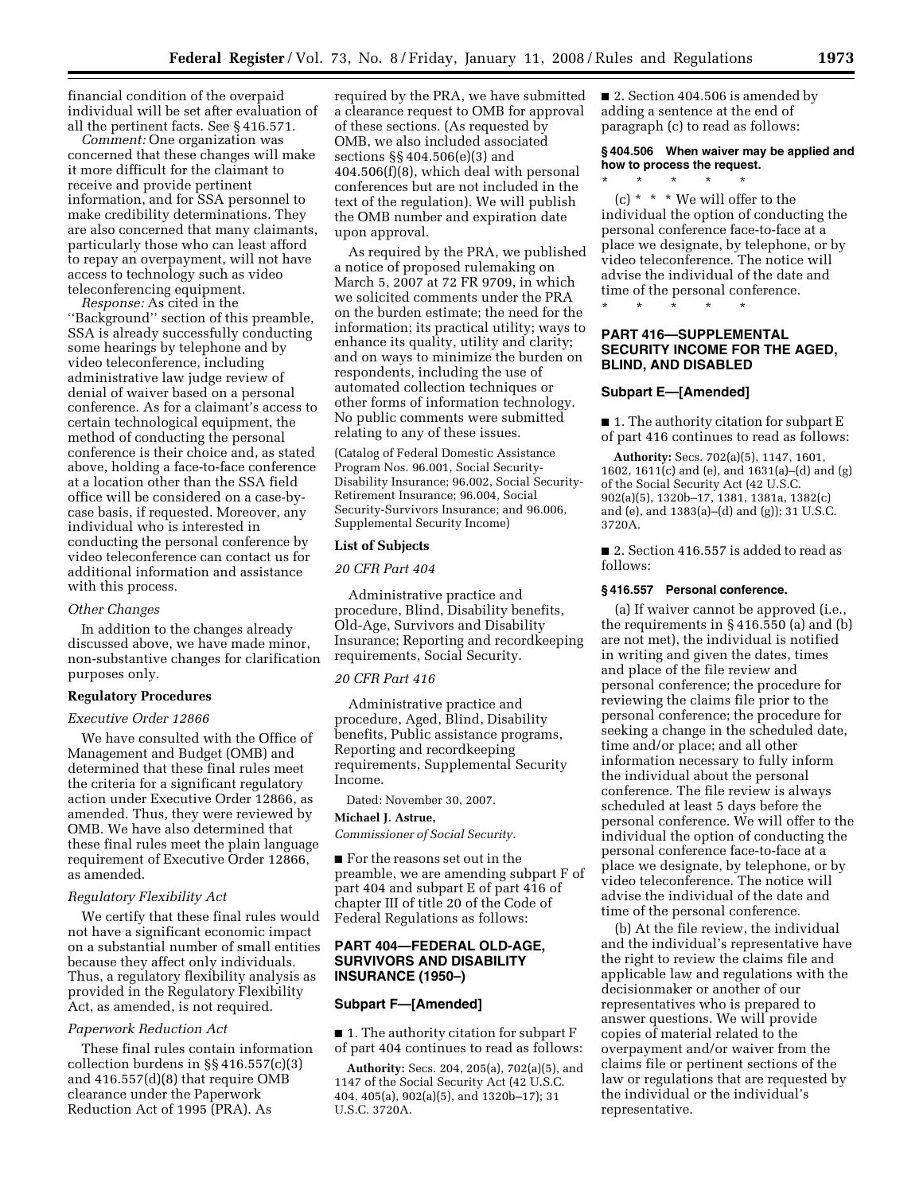financial condition of the overpaid individual will be set after evaluation of all the pertinent facts. See § 416.571.

*Comment:* One organization was concerned that these changes will make it more difficult for the claimant to receive and provide pertinent information, and for SSA personnel to make credibility determinations. They are also concerned that many claimants, particularly those who can least afford to repay an overpayment, will not have access to technology such as video teleconferencing equipment.

*Response:* As cited in the ''Background'' section of this preamble, SSA is already successfully conducting some hearings by telephone and by video teleconference, including administrative law judge review of denial of waiver based on a personal conference. As for a claimant's access to certain technological equipment, the method of conducting the personal conference is their choice and, as stated above, holding a face-to-face conference at a location other than the SSA field office will be considered on a case-by-case basis, if requested. Moreover, any individual who is interested in conducting the personal conference by video teleconference can contact us for additional information and assistance with this process.

*Other Changes*

In addition to the changes already discussed above, we have made minor, non-substantive changes for clarification purposes only.

**Regulatory Procedures**

*Executive Order 12866*

We have consulted with the Office of Management and Budget (OMB) and determined that these final rules meet the criteria for a significant regulatory action under Executive Order 12866, as amended. Thus, they were reviewed by OMB. We have also determined that these final rules meet the plain language requirement of Executive Order 12866, as amended.

*Regulatory Flexibility Act*

We certify that these final rules would not have a significant economic impact on a substantial number of small entities because they affect only individuals. Thus, a regulatory flexibility analysis as provided in the Regulatory Flexibility Act, as amended, is not required.

*Paperwork Reduction Act*

These final rules contain information collection burdens in §§ 416.557(c)(3) and 416.557(d)(8) that require OMB clearance under the Paperwork Reduction Act of 1995 (PRA). As required by the PRA, we have submitted a clearance request to OMB for approval of these sections. (As requested by OMB, we also included associated sections §§ 404.506(e)(3) and 404.506(f)(8), which deal with personal conferences but are not included in the text of the regulation). We will publish the OMB number and expiration date upon approval.

As required by the PRA, we published a notice of proposed rulemaking on March 5, 2007 at 72 FR 9709, in which we solicited comments under the PRA on the burden estimate; the need for the information; its practical utility; ways to enhance its quality, utility and clarity; and on ways to minimize the burden on respondents, including the use of automated collection techniques or other forms of information technology. No public comments were submitted relating to any of these issues.

(Catalog of Federal Domestic Assistance Program Nos. 96.001, Social Security-Disability Insurance; 96.002, Social Security-Retirement Insurance; 96.004, Social Security-Survivors Insurance; and 96.006, Supplemental Security Income)

**List of Subjects**

*20 CFR Part 404*

Administrative practice and procedure, Blind, Disability benefits, Old-Age, Survivors and Disability Insurance; Reporting and recordkeeping requirements, Social Security.

*20 CFR Part 416*

Administrative practice and procedure, Aged, Blind, Disability benefits, Public assistance programs, Reporting and recordkeeping requirements, Supplemental Security Income.

Dated: November 30, 2007.

**Michael J. Astrue,**

*Commissioner of Social Security.*

■ For the reasons set out in the preamble, we are amending subpart F of part 404 and subpart E of part 416 of chapter III of title 20 of the Code of Federal Regulations as follows:

## PART 404—FEDERAL OLD-AGE, SURVIVORS AND DISABILITY INSURANCE (1950–)

### Subpart F—[Amended]

■ 1. The authority citation for subpart F of part 404 continues to read as follows:

**Authority:** Secs. 204, 205(a), 702(a)(5), and 1147 of the Social Security Act (42 U.S.C. 404, 405(a), 902(a)(5), and 1320b–17); 31 U.S.C. 3720A.

■ 2. Section 404.506 is amended by adding a sentence at the end of paragraph (c) to read as follows:

**§ 404.506 When waiver may be applied and how to process the request.**

\* \* \* \* \*

(c) \* \* \* We will offer to the individual the option of conducting the personal conference face-to-face at a place we designate, by telephone, or by video teleconference. The notice will advise the individual of the date and time of the personal conference.

\* \* \* \* \*

## PART 416—SUPPLEMENTAL SECURITY INCOME FOR THE AGED, BLIND, AND DISABLED

### Subpart E—[Amended]

■ 1. The authority citation for subpart E of part 416 continues to read as follows:

**Authority:** Secs. 702(a)(5), 1147, 1601, 1602, 1611(c) and (e), and 1631(a)–(d) and (g) of the Social Security Act (42 U.S.C. 902(a)(5), 1320b–17, 1381, 1381a, 1382(c) and (e), and 1383(a)–(d) and (g)); 31 U.S.C. 3720A.

■ 2. Section 416.557 is added to read as follows:

**§ 416.557 Personal conference.**

(a) If waiver cannot be approved (i.e., the requirements in § 416.550 (a) and (b) are not met), the individual is notified in writing and given the dates, times and place of the file review and personal conference; the procedure for reviewing the claims file prior to the personal conference; the procedure for seeking a change in the scheduled date, time and/or place; and all other information necessary to fully inform the individual about the personal conference. The file review is always scheduled at least 5 days before the personal conference. We will offer to the individual the option of conducting the personal conference face-to-face at a place we designate, by telephone, or by video teleconference. The notice will advise the individual of the date and time of the personal conference.

(b) At the file review, the individual and the individual's representative have the right to review the claims file and applicable law and regulations with the decisionmaker or another of our representatives who is prepared to answer questions. We will provide copies of material related to the overpayment and/or waiver from the claims file or pertinent sections of the law or regulations that are requested by the individual or the individual's representative.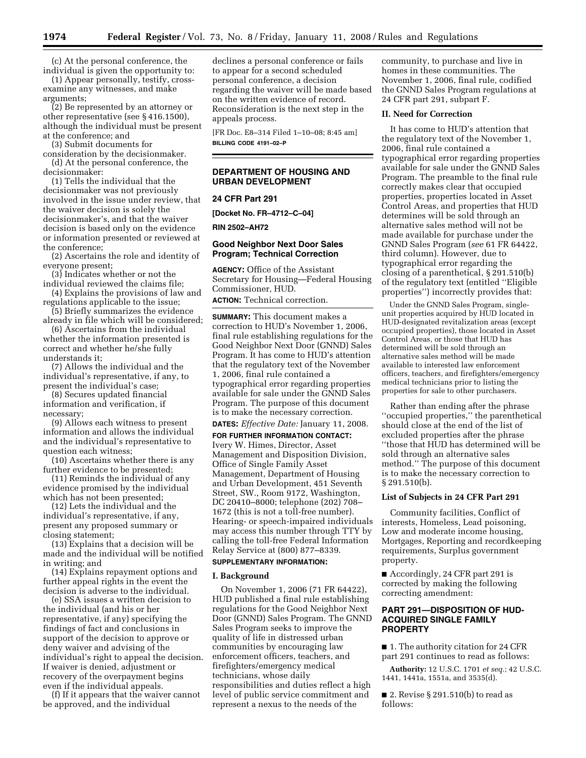(c) At the personal conference, the individual is given the opportunity to:

(1) Appear personally, testify, cross-examine any witnesses, and make arguments;

(2) Be represented by an attorney or other representative (see § 416.1500), although the individual must be present at the conference; and

(3) Submit documents for consideration by the decisionmaker.

(d) At the personal conference, the decisionmaker:

(1) Tells the individual that the decisionmaker was not previously involved in the issue under review, that the waiver decision is solely the decisionmaker's, and that the waiver decision is based only on the evidence or information presented or reviewed at the conference;

(2) Ascertains the role and identity of everyone present;

(3) Indicates whether or not the individual reviewed the claims file;

(4) Explains the provisions of law and regulations applicable to the issue;

(5) Briefly summarizes the evidence already in file which will be considered;

(6) Ascertains from the individual whether the information presented is correct and whether he/she fully understands it;

(7) Allows the individual and the individual's representative, if any, to present the individual's case;

(8) Secures updated financial information and verification, if necessary;

(9) Allows each witness to present information and allows the individual and the individual's representative to question each witness;

(10) Ascertains whether there is any further evidence to be presented;

(11) Reminds the individual of any evidence promised by the individual which has not been presented;

(12) Lets the individual and the individual's representative, if any, present any proposed summary or closing statement;

(13) Explains that a decision will be made and the individual will be notified in writing; and

(14) Explains repayment options and further appeal rights in the event the decision is adverse to the individual.

(e) SSA issues a written decision to the individual (and his or her representative, if any) specifying the findings of fact and conclusions in support of the decision to approve or deny waiver and advising of the individual's right to appeal the decision. If waiver is denied, adjustment or recovery of the overpayment begins even if the individual appeals.

(f) If it appears that the waiver cannot be approved, and the individual declines a personal conference or fails to appear for a second scheduled personal conference, a decision regarding the waiver will be made based on the written evidence of record. Reconsideration is the next step in the appeals process.

[FR Doc. E8–314 Filed 1–10–08; 8:45 am]

**BILLING CODE 4191–02–P**

---

## DEPARTMENT OF HOUSING AND URBAN DEVELOPMENT

**24 CFR Part 291**

**[Docket No. FR–4712–C–04]**

**RIN 2502–AH72**

## Good Neighbor Next Door Sales Program; Technical Correction

**AGENCY:** Office of the Assistant Secretary for Housing—Federal Housing Commissioner, HUD.

**ACTION:** Technical correction.

**SUMMARY:** This document makes a correction to HUD's November 1, 2006, final rule establishing regulations for the Good Neighbor Next Door (GNND) Sales Program. It has come to HUD's attention that the regulatory text of the November 1, 2006, final rule contained a typographical error regarding properties available for sale under the GNND Sales Program. The purpose of this document is to make the necessary correction.

**DATES:** *Effective Date:* January 11, 2008.

**FOR FURTHER INFORMATION CONTACT:** Ivery W. Himes, Director, Asset Management and Disposition Division, Office of Single Family Asset Management, Department of Housing and Urban Development, 451 Seventh Street, SW., Room 9172, Washington, DC 20410–8000; telephone (202) 708–1672 (this is not a toll-free number). Hearing- or speech-impaired individuals may access this number through TTY by calling the toll-free Federal Information Relay Service at (800) 877–8339.

**SUPPLEMENTARY INFORMATION:**

### I. Background

On November 1, 2006 (71 FR 64422), HUD published a final rule establishing regulations for the Good Neighbor Next Door (GNND) Sales Program. The GNND Sales Program seeks to improve the quality of life in distressed urban communities by encouraging law enforcement officers, teachers, and firefighters/emergency medical technicians, whose daily responsibilities and duties reflect a high level of public service commitment and represent a nexus to the needs of the community, to purchase and live in homes in these communities. The November 1, 2006, final rule, codified the GNND Sales Program regulations at 24 CFR part 291, subpart F.

### II. Need for Correction

It has come to HUD's attention that the regulatory text of the November 1, 2006, final rule contained a typographical error regarding properties available for sale under the GNND Sales Program. The preamble to the final rule correctly makes clear that occupied properties, properties located in Asset Control Areas, and properties that HUD determines will be sold through an alternative sales method will not be made available for purchase under the GNND Sales Program (*see* 61 FR 64422, third column). However, due to typographical error regarding the closing of a parenthetical, § 291.510(b) of the regulatory text (entitled ''Eligible properties'') incorrectly provides that:

> Under the GNND Sales Program, single-unit properties acquired by HUD located in HUD-designated revitalization areas (except occupied properties), those located in Asset Control Areas, or those that HUD has determined will be sold through an alternative sales method will be made available to interested law enforcement officers, teachers, and firefighters/emergency medical technicians prior to listing the properties for sale to other purchasers.

Rather than ending after the phrase ''occupied properties,'' the parenthetical should close at the end of the list of excluded properties after the phrase ''those that HUD has determined will be sold through an alternative sales method.'' The purpose of this document is to make the necessary correction to § 291.510(b).

### List of Subjects in 24 CFR Part 291

Community facilities, Conflict of interests, Homeless, Lead poisoning, Low and moderate income housing, Mortgages, Reporting and recordkeeping requirements, Surplus government property.

■ Accordingly, 24 CFR part 291 is corrected by making the following correcting amendment:

## PART 291—DISPOSITION OF HUD-ACQUIRED SINGLE FAMILY PROPERTY

■ 1. The authority citation for 24 CFR part 291 continues to read as follows:

**Authority:** 12 U.S.C. 1701 *et seq.*; 42 U.S.C. 1441, 1441a, 1551a, and 3535(d).

■ 2. Revise § 291.510(b) to read as follows: